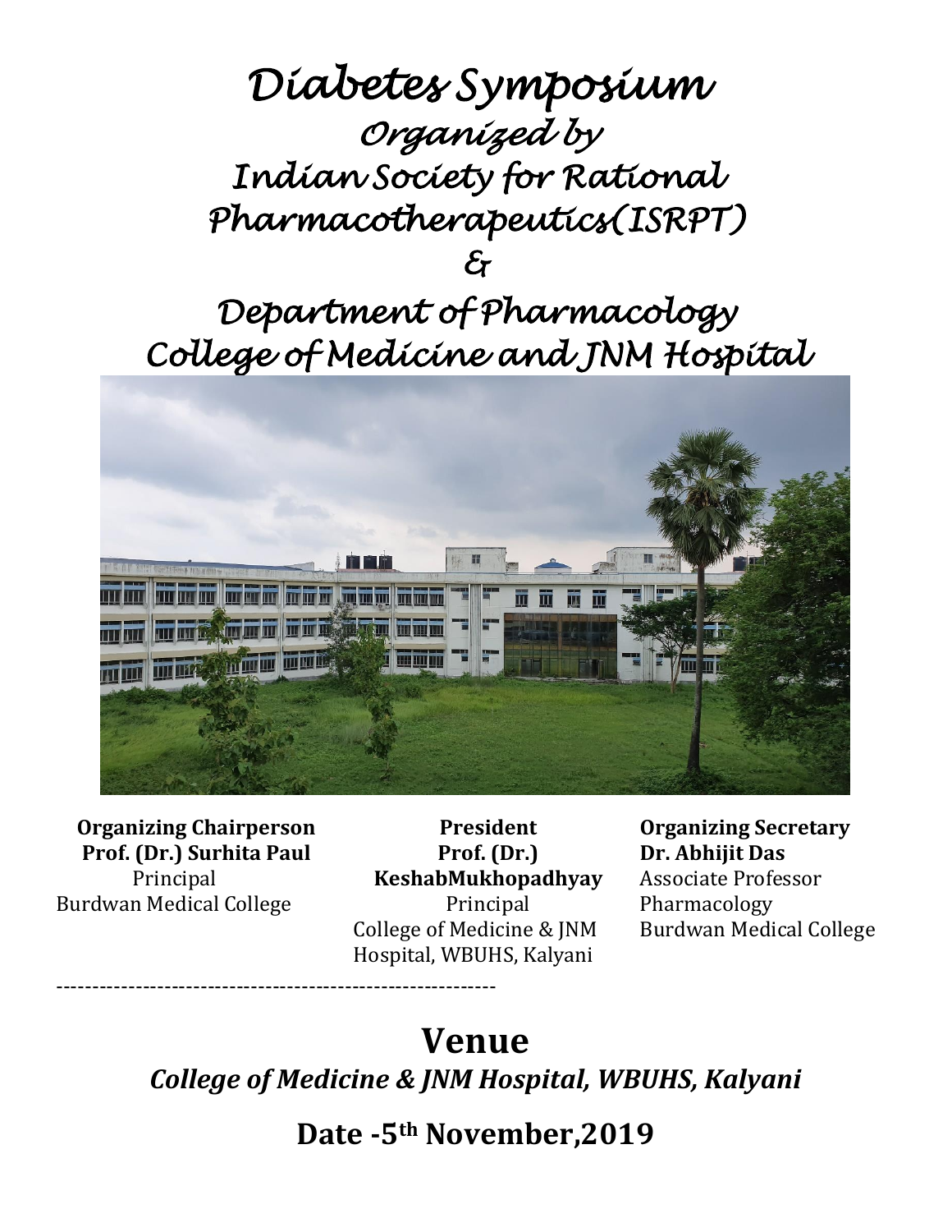# *Diabetes Symposium*

## *Organized by*

## *Indian Society for Rational Pharmacotherapeutics(ISRPT)*

## *&*

## *Department of Pharmacology College of Medicine and JNM Hospital*

**Organizing Chairperson**
**Prof. (Dr.) Surhita Paul**
Principal
Burdwan Medical College

**President**
**Prof. (Dr.) KeshabMukhopadhyay**
Principal
College of Medicine & JNM Hospital, WBUHS, Kalyani

**Organizing Secretary**
**Dr. Abhijit Das**
Associate Professor
Pharmacology
Burdwan Medical College

---

## Venue

***College of Medicine & JNM Hospital, WBUHS, Kalyani***

**Date -5th November,2019**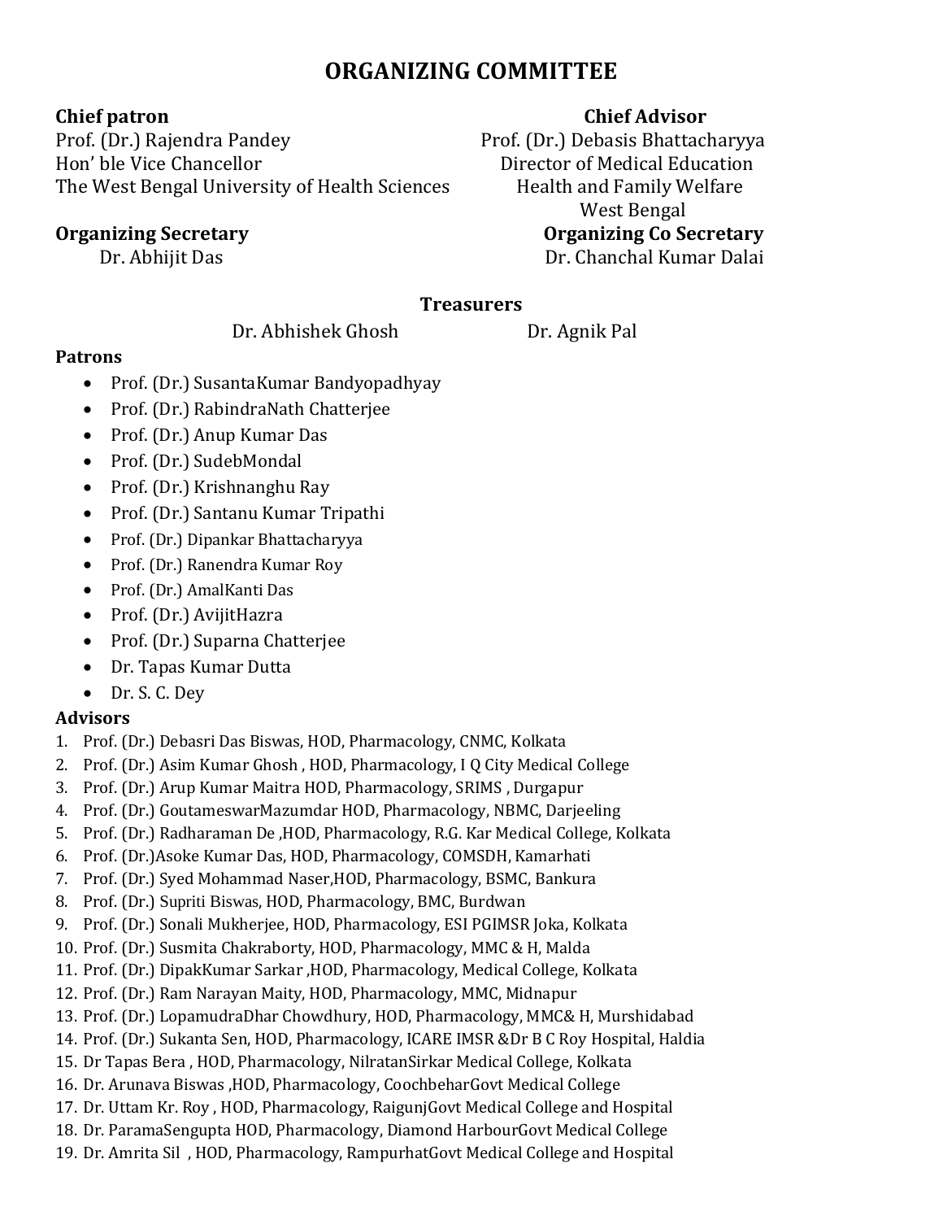# ORGANIZING COMMITTEE

**Chief patron**
Prof. (Dr.) Rajendra Pandey
Hon' ble Vice Chancellor
The West Bengal University of Health Sciences

**Chief Advisor**
Prof. (Dr.) Debasis Bhattacharyya
Director of Medical Education
Health and Family Welfare
West Bengal

**Organizing Secretary**
Dr. Abhijit Das

**Organizing Co Secretary**
Dr. Chanchal Kumar Dalai

**Treasurers**
Dr. Abhishek Ghosh
Dr. Agnik Pal

**Patrons**

- Prof. (Dr.) SusantaKumar Bandyopadhyay
- Prof. (Dr.) RabindraNath Chatterjee
- Prof. (Dr.) Anup Kumar Das
- Prof. (Dr.) SudebMondal
- Prof. (Dr.) Krishnanghu Ray
- Prof. (Dr.) Santanu Kumar Tripathi
- Prof. (Dr.) Dipankar Bhattacharyya
- Prof. (Dr.) Ranendra Kumar Roy
- Prof. (Dr.) AmalKanti Das
- Prof. (Dr.) AvijitHazra
- Prof. (Dr.) Suparna Chatterjee
- Dr. Tapas Kumar Dutta
- Dr. S. C. Dey

**Advisors**

1. Prof. (Dr.) Debasri Das Biswas, HOD, Pharmacology, CNMC, Kolkata
2. Prof. (Dr.) Asim Kumar Ghosh , HOD, Pharmacology, I Q City Medical College
3. Prof. (Dr.) Arup Kumar Maitra HOD, Pharmacology, SRIMS , Durgapur
4. Prof. (Dr.) GoutameswarMazumdar HOD, Pharmacology, NBMC, Darjeeling
5. Prof. (Dr.) Radharaman De ,HOD, Pharmacology, R.G. Kar Medical College, Kolkata
6. Prof. (Dr.)Asoke Kumar Das, HOD, Pharmacology, COMSDH, Kamarhati
7. Prof. (Dr.) Syed Mohammad Naser,HOD, Pharmacology, BSMC, Bankura
8. Prof. (Dr.) Supriti Biswas, HOD, Pharmacology, BMC, Burdwan
9. Prof. (Dr.) Sonali Mukherjee, HOD, Pharmacology, ESI PGIMSR Joka, Kolkata
10. Prof. (Dr.) Susmita Chakraborty, HOD, Pharmacology, MMC & H, Malda
11. Prof. (Dr.) DipakKumar Sarkar ,HOD, Pharmacology, Medical College, Kolkata
12. Prof. (Dr.) Ram Narayan Maity, HOD, Pharmacology, MMC, Midnapur
13. Prof. (Dr.) LopamudraDhar Chowdhury, HOD, Pharmacology, MMC& H, Murshidabad
14. Prof. (Dr.) Sukanta Sen, HOD, Pharmacology, ICARE IMSR &Dr B C Roy Hospital, Haldia
15. Dr Tapas Bera , HOD, Pharmacology, NilratanSirkar Medical College, Kolkata
16. Dr. Arunava Biswas ,HOD, Pharmacology, CoochbeharGovt Medical College
17. Dr. Uttam Kr. Roy , HOD, Pharmacology, RaigunjGovt Medical College and Hospital
18. Dr. ParamaSengupta HOD, Pharmacology, Diamond HarbourGovt Medical College
19. Dr. Amrita Sil , HOD, Pharmacology, RampurhatGovt Medical College and Hospital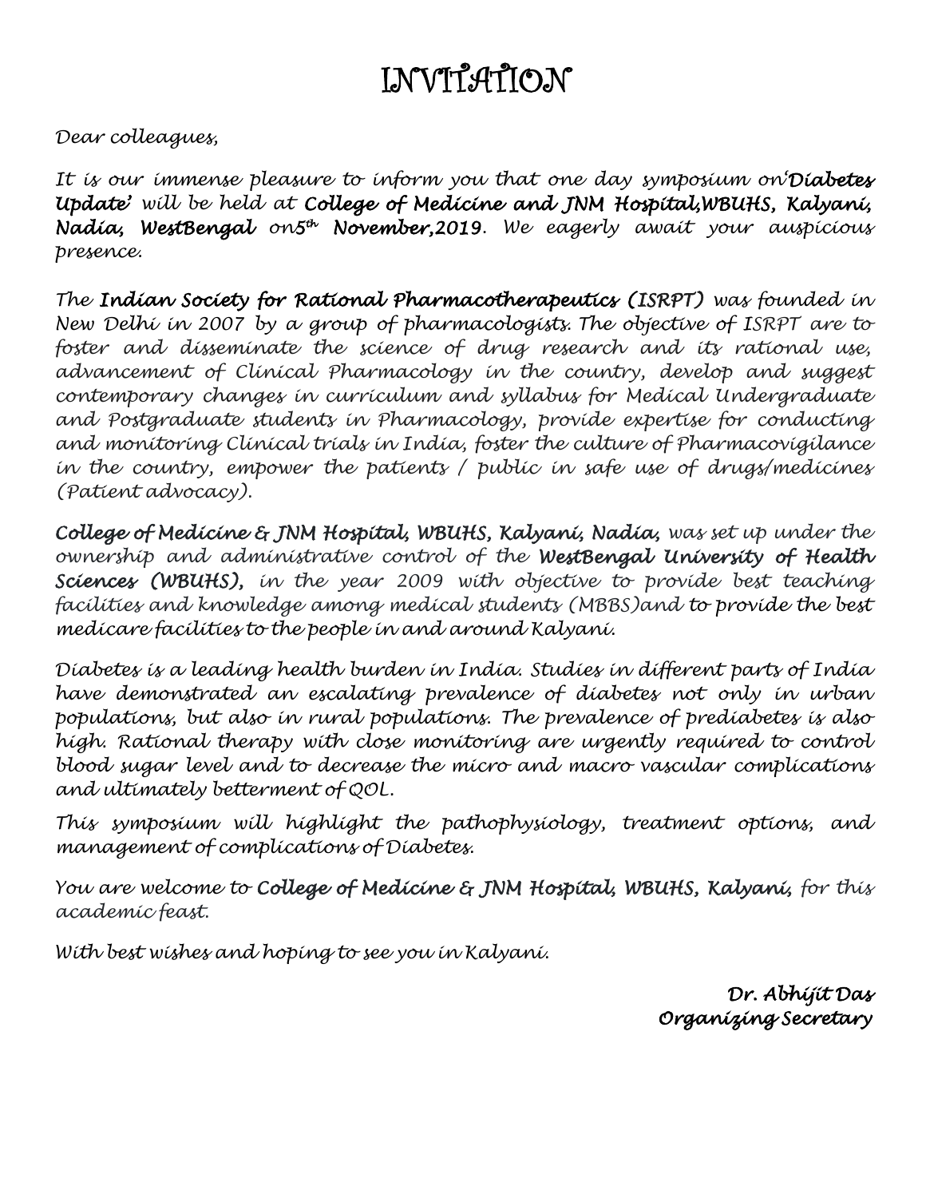# INVITATION

*Dear colleagues,*

*It is our immense pleasure to inform you that one day symposium on'**Diabetes Update'** will be held at **College of Medicine and JNM Hospital,WBUHS, Kalyani, Nadia, WestBengal** on5th **November,2019**. We eagerly await your auspicious presence.*

*The **Indian Society for Rational Pharmacotherapeutics (ISRPT)** was founded in New Delhi in 2007 by a group of pharmacologists. The objective of ISRPT are to foster and disseminate the science of drug research and its rational use, advancement of Clinical Pharmacology in the country, develop and suggest contemporary changes in curriculum and syllabus for Medical Undergraduate and Postgraduate students in Pharmacology, provide expertise for conducting and monitoring Clinical trials in India, foster the culture of Pharmacovigilance in the country, empower the patients / public in safe use of drugs/medicines (Patient advocacy).*

***College of Medicine & JNM Hospital, WBUHS, Kalyani, Nadia,*** *was set up under the ownership and administrative control of the **WestBengal University of Health Sciences (WBUHS),** in the year 2009 with objective to provide best teaching facilities and knowledge among medical students (MBBS)and to provide the best medicare facilities to the people in and around Kalyani.*

*Diabetes is a leading health burden in India. Studies in different parts of India have demonstrated an escalating prevalence of diabetes not only in urban populations, but also in rural populations. The prevalence of prediabetes is also high. Rational therapy with close monitoring are urgently required to control blood sugar level and to decrease the micro and macro vascular complications and ultimately betterment of QOL.*

*This symposium will highlight the pathophysiology, treatment options, and management of complications of Diabetes.*

*You are welcome to **College of Medicine & JNM Hospital, WBUHS, Kalyani,** for this academic feast.*

*With best wishes and hoping to see you in Kalyani.*

***Dr. Abhijit Das***
***Organizing Secretary***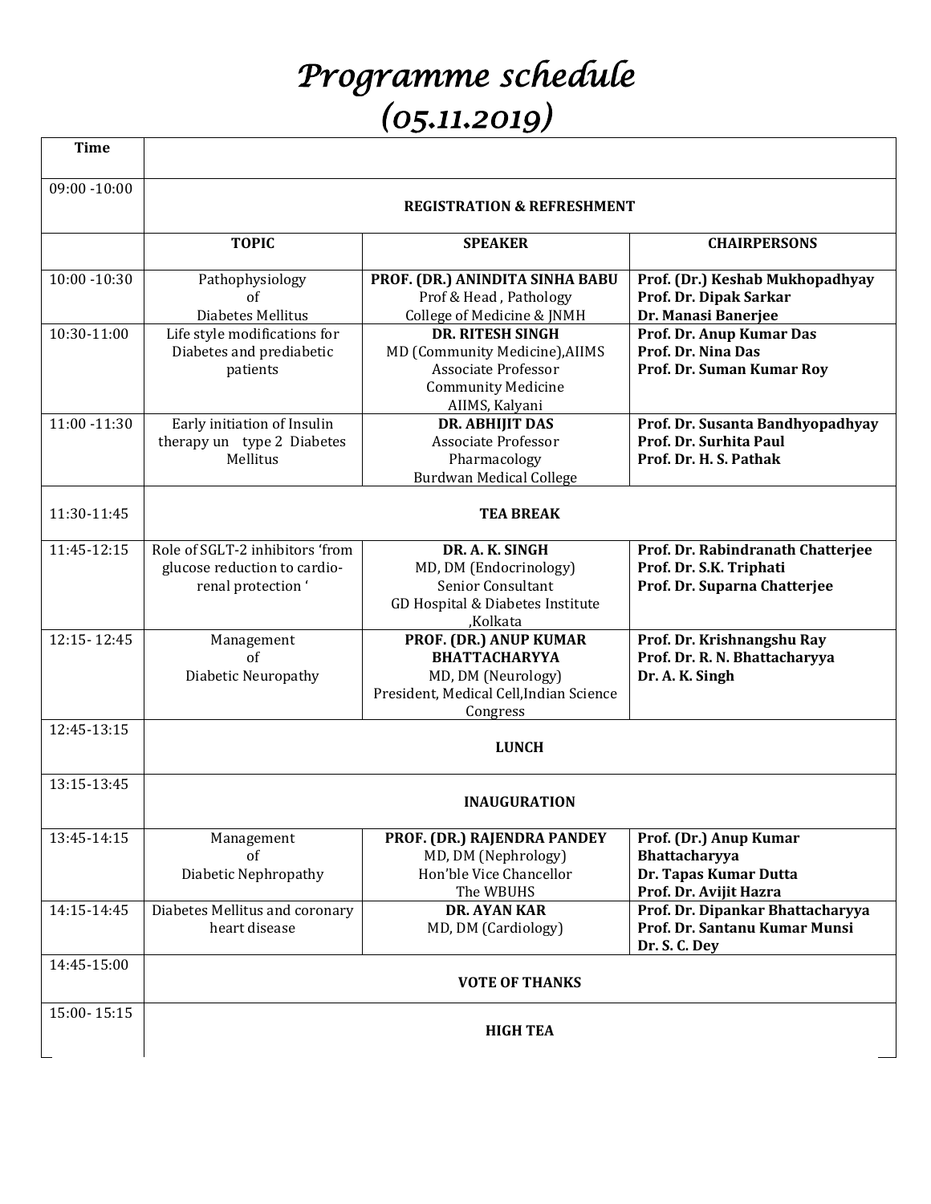# *Programme schedule (05.11.2019)*

| Time | | | |
|---|---|---|---|
| 09:00 -10:00 | **REGISTRATION & REFRESHMENT** | | |
| | **TOPIC** | **SPEAKER** | **CHAIRPERSONS** |
| 10:00 -10:30 | Pathophysiology of Diabetes Mellitus | **PROF. (DR.) ANINDITA SINHA BABU** Prof & Head , Pathology College of Medicine & JNMH | **Prof. (Dr.) Keshab Mukhopadhyay** **Prof. Dr. Dipak Sarkar** **Dr. Manasi Banerjee** |
| 10:30-11:00 | Life style modifications for Diabetes and prediabetic patients | **DR. RITESH SINGH** MD (Community Medicine),AIIMS Associate Professor Community Medicine AIIMS, Kalyani | **Prof. Dr. Anup Kumar Das** **Prof. Dr. Nina Das** **Prof. Dr. Suman Kumar Roy** |
| 11:00 -11:30 | Early initiation of Insulin therapy un type 2 Diabetes Mellitus | **DR. ABHIJIT DAS** Associate Professor Pharmacology Burdwan Medical College | **Prof. Dr. Susanta Bandhyopadhyay** **Prof. Dr. Surhita Paul** **Prof. Dr. H. S. Pathak** |
| 11:30-11:45 | **TEA BREAK** | | |
| 11:45-12:15 | Role of SGLT-2 inhibitors 'from glucose reduction to cardio-renal protection ' | **DR. A. K. SINGH** MD, DM (Endocrinology) Senior Consultant GD Hospital & Diabetes Institute ,Kolkata | **Prof. Dr. Rabindranath Chatterjee** **Prof. Dr. S.K. Triphati** **Prof. Dr. Suparna Chatterjee** |
| 12:15- 12:45 | Management of Diabetic Neuropathy | **PROF. (DR.) ANUP KUMAR BHATTACHARYYA** MD, DM (Neurology) President, Medical Cell,Indian Science Congress | **Prof. Dr. Krishnangshu Ray** **Prof. Dr. R. N. Bhattacharyya** **Dr. A. K. Singh** |
| 12:45-13:15 | **LUNCH** | | |
| 13:15-13:45 | **INAUGURATION** | | |
| 13:45-14:15 | Management of Diabetic Nephropathy | **PROF. (DR.) RAJENDRA PANDEY** MD, DM (Nephrology) Hon'ble Vice Chancellor The WBUHS | **Prof. (Dr.) Anup Kumar Bhattacharyya** **Dr. Tapas Kumar Dutta** **Prof. Dr. Avijit Hazra** |
| 14:15-14:45 | Diabetes Mellitus and coronary heart disease | **DR. AYAN KAR** MD, DM (Cardiology) | **Prof. Dr. Dipankar Bhattacharyya** **Prof. Dr. Santanu Kumar Munsi** **Dr. S. C. Dey** |
| 14:45-15:00 | **VOTE OF THANKS** | | |
| 15:00- 15:15 | **HIGH TEA** | | |